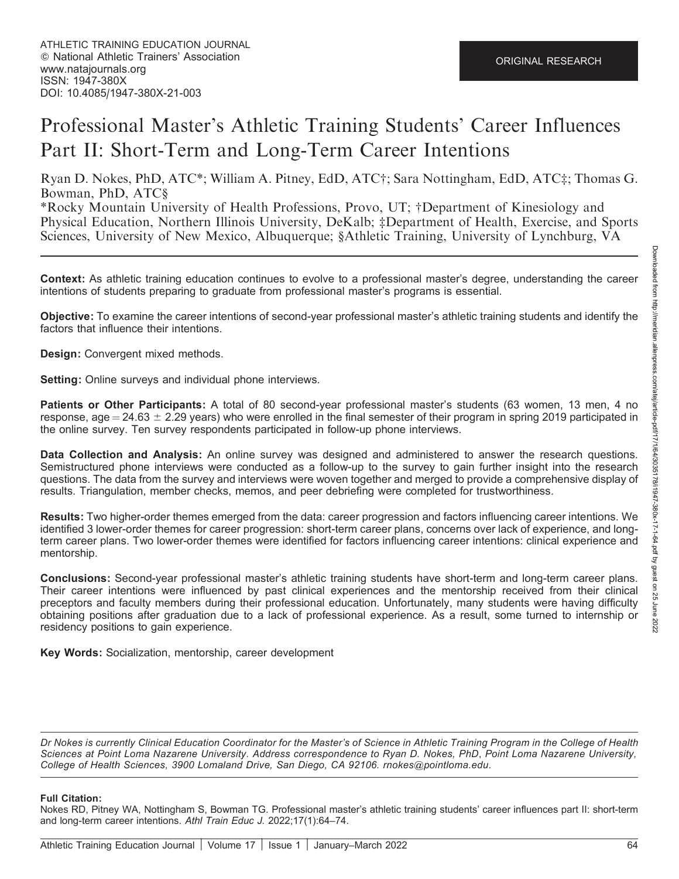ATHLETIC TRAINING EDUCATION JOURNAL
© National Athletic Trainers' Association
www.natajournals.org
ISSN: 1947-380X
DOI: 10.4085/1947-380X-21-003

ORIGINAL RESEARCH

# Professional Master's Athletic Training Students' Career Influences Part II: Short-Term and Long-Term Career Intentions

Ryan D. Nokes, PhD, ATC*; William A. Pitney, EdD, ATC†; Sara Nottingham, EdD, ATC‡; Thomas G. Bowman, PhD, ATC§

*Rocky Mountain University of Health Professions, Provo, UT; †Department of Kinesiology and Physical Education, Northern Illinois University, DeKalb; ‡Department of Health, Exercise, and Sports Sciences, University of New Mexico, Albuquerque; §Athletic Training, University of Lynchburg, VA

**Context:** As athletic training education continues to evolve to a professional master's degree, understanding the career intentions of students preparing to graduate from professional master's programs is essential.

**Objective:** To examine the career intentions of second-year professional master's athletic training students and identify the factors that influence their intentions.

**Design:** Convergent mixed methods.

**Setting:** Online surveys and individual phone interviews.

**Patients or Other Participants:** A total of 80 second-year professional master's students (63 women, 13 men, 4 no response, age = 24.63 ± 2.29 years) who were enrolled in the final semester of their program in spring 2019 participated in the online survey. Ten survey respondents participated in follow-up phone interviews.

**Data Collection and Analysis:** An online survey was designed and administered to answer the research questions. Semistructured phone interviews were conducted as a follow-up to the survey to gain further insight into the research questions. The data from the survey and interviews were woven together and merged to provide a comprehensive display of results. Triangulation, member checks, memos, and peer debriefing were completed for trustworthiness.

**Results:** Two higher-order themes emerged from the data: career progression and factors influencing career intentions. We identified 3 lower-order themes for career progression: short-term career plans, concerns over lack of experience, and long-term career plans. Two lower-order themes were identified for factors influencing career intentions: clinical experience and mentorship.

**Conclusions:** Second-year professional master's athletic training students have short-term and long-term career plans. Their career intentions were influenced by past clinical experiences and the mentorship received from their clinical preceptors and faculty members during their professional education. Unfortunately, many students were having difficulty obtaining positions after graduation due to a lack of professional experience. As a result, some turned to internship or residency positions to gain experience.

**Key Words:** Socialization, mentorship, career development

*Dr Nokes is currently Clinical Education Coordinator for the Master's of Science in Athletic Training Program in the College of Health Sciences at Point Loma Nazarene University. Address correspondence to Ryan D. Nokes, PhD, Point Loma Nazarene University, College of Health Sciences, 3900 Lomaland Drive, San Diego, CA 92106. rnokes@pointloma.edu.*

**Full Citation:**
Nokes RD, Pitney WA, Nottingham S, Bowman TG. Professional master's athletic training students' career influences part II: short-term and long-term career intentions. *Athl Train Educ J.* 2022;17(1):64–74.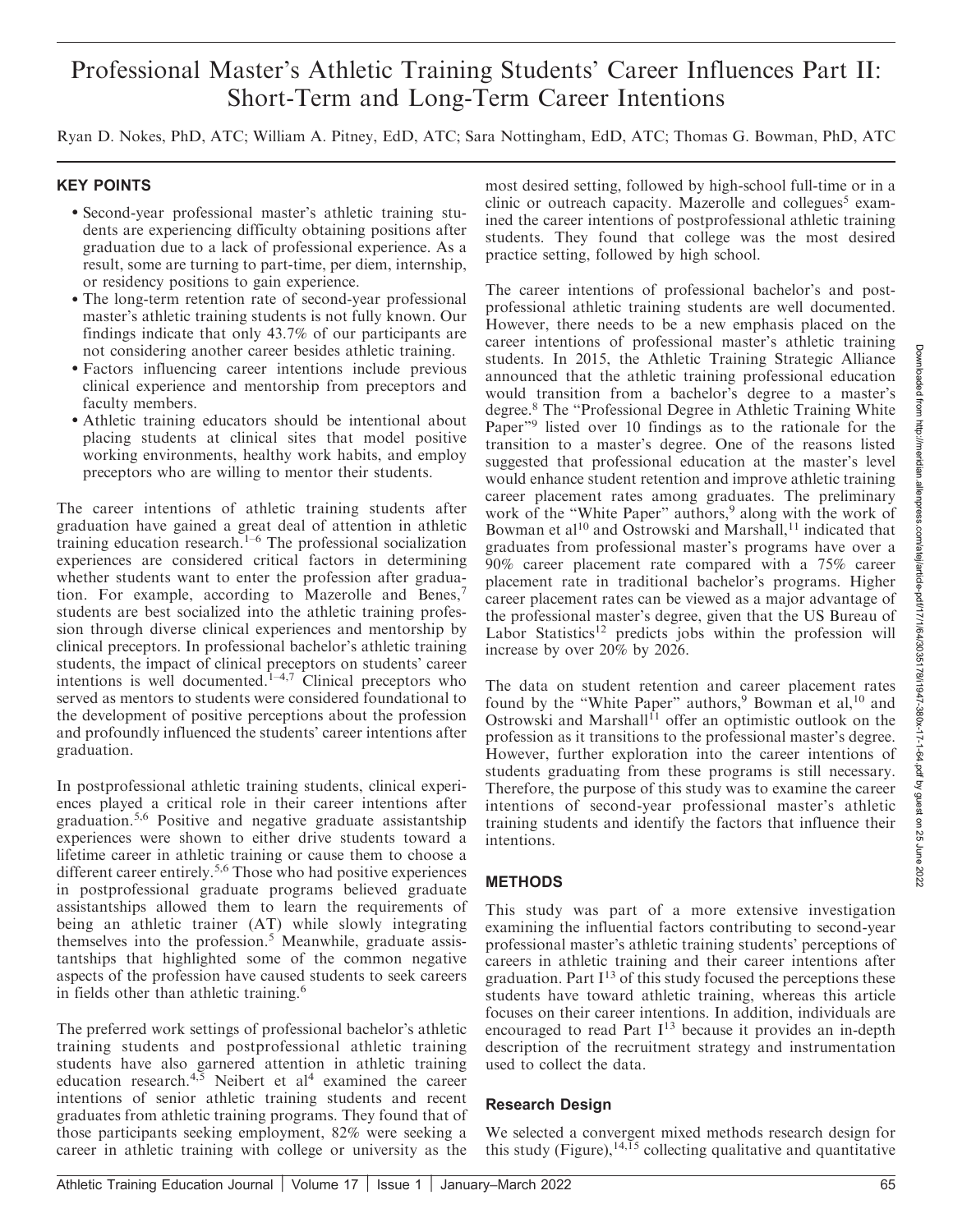# Professional Master's Athletic Training Students' Career Influences Part II: Short-Term and Long-Term Career Intentions

Ryan D. Nokes, PhD, ATC; William A. Pitney, EdD, ATC; Sara Nottingham, EdD, ATC; Thomas G. Bowman, PhD, ATC

## KEY POINTS

- Second-year professional master's athletic training students are experiencing difficulty obtaining positions after graduation due to a lack of professional experience. As a result, some are turning to part-time, per diem, internship, or residency positions to gain experience.
- The long-term retention rate of second-year professional master's athletic training students is not fully known. Our findings indicate that only 43.7% of our participants are not considering another career besides athletic training.
- Factors influencing career intentions include previous clinical experience and mentorship from preceptors and faculty members.
- Athletic training educators should be intentional about placing students at clinical sites that model positive working environments, healthy work habits, and employ preceptors who are willing to mentor their students.

The career intentions of athletic training students after graduation have gained a great deal of attention in athletic training education research.[1–6] The professional socialization experiences are considered critical factors in determining whether students want to enter the profession after graduation. For example, according to Mazerolle and Benes,[7] students are best socialized into the athletic training profession through diverse clinical experiences and mentorship by clinical preceptors. In professional bachelor's athletic training students, the impact of clinical preceptors on students' career intentions is well documented.[1–4,7] Clinical preceptors who served as mentors to students were considered foundational to the development of positive perceptions about the profession and profoundly influenced the students' career intentions after graduation.

In postprofessional athletic training students, clinical experiences played a critical role in their career intentions after graduation.[5,6] Positive and negative graduate assistantship experiences were shown to either drive students toward a lifetime career in athletic training or cause them to choose a different career entirely.[5,6] Those who had positive experiences in postprofessional graduate programs believed graduate assistantships allowed them to learn the requirements of being an athletic trainer (AT) while slowly integrating themselves into the profession.[5] Meanwhile, graduate assistantships that highlighted some of the common negative aspects of the profession have caused students to seek careers in fields other than athletic training.[6]

The preferred work settings of professional bachelor's athletic training students and postprofessional athletic training students have also garnered attention in athletic training education research.[4,5] Neibert et al[4] examined the career intentions of senior athletic training students and recent graduates from athletic training programs. They found that of those participants seeking employment, 82% were seeking a career in athletic training with college or university as the most desired setting, followed by high-school full-time or in a clinic or outreach capacity. Mazerolle and collegues[5] examined the career intentions of postprofessional athletic training students. They found that college was the most desired practice setting, followed by high school.

The career intentions of professional bachelor's and postprofessional athletic training students are well documented. However, there needs to be a new emphasis placed on the career intentions of professional master's athletic training students. In 2015, the Athletic Training Strategic Alliance announced that the athletic training professional education would transition from a bachelor's degree to a master's degree.[8] The "Professional Degree in Athletic Training White Paper"[9] listed over 10 findings as to the rationale for the transition to a master's degree. One of the reasons listed suggested that professional education at the master's level would enhance student retention and improve athletic training career placement rates among graduates. The preliminary work of the "White Paper" authors,[9] along with the work of Bowman et al[10] and Ostrowski and Marshall,[11] indicated that graduates from professional master's programs have over a 90% career placement rate compared with a 75% career placement rate in traditional bachelor's programs. Higher career placement rates can be viewed as a major advantage of the professional master's degree, given that the US Bureau of Labor Statistics[12] predicts jobs within the profession will increase by over 20% by 2026.

The data on student retention and career placement rates found by the "White Paper" authors,[9] Bowman et al,[10] and Ostrowski and Marshall[11] offer an optimistic outlook on the profession as it transitions to the professional master's degree. However, further exploration into the career intentions of students graduating from these programs is still necessary. Therefore, the purpose of this study was to examine the career intentions of second-year professional master's athletic training students and identify the factors that influence their intentions.

## METHODS

This study was part of a more extensive investigation examining the influential factors contributing to second-year professional master's athletic training students' perceptions of careers in athletic training and their career intentions after graduation. Part I[13] of this study focused the perceptions these students have toward athletic training, whereas this article focuses on their career intentions. In addition, individuals are encouraged to read Part I[13] because it provides an in-depth description of the recruitment strategy and instrumentation used to collect the data.

### Research Design

We selected a convergent mixed methods research design for this study (Figure),[14,15] collecting qualitative and quantitative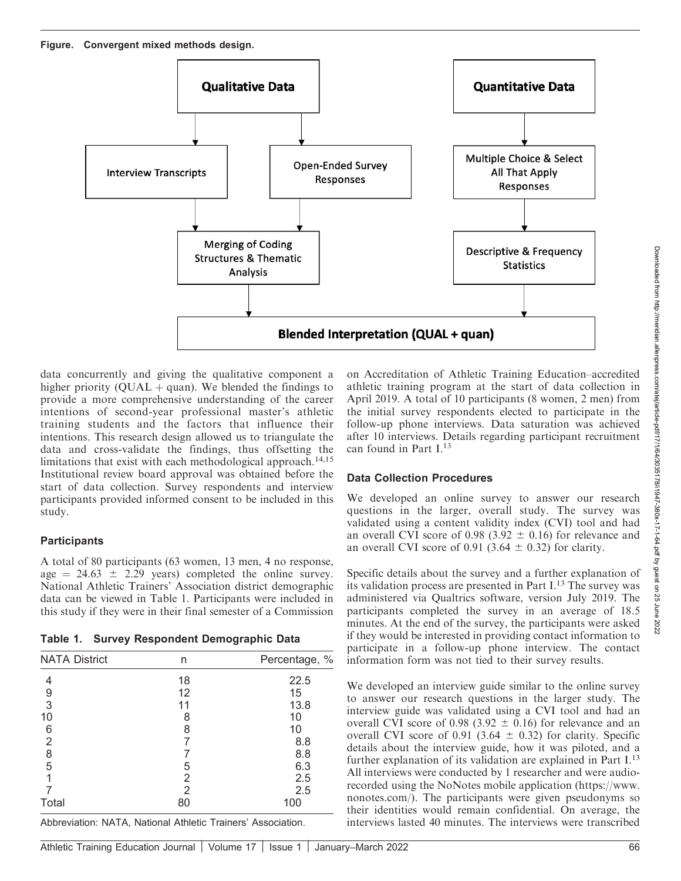**Figure. Convergent mixed methods design.**

data concurrently and giving the qualitative component a higher priority (QUAL + quan). We blended the findings to provide a more comprehensive understanding of the career intentions of second-year professional master's athletic training students and the factors that influence their intentions. This research design allowed us to triangulate the data and cross-validate the findings, thus offsetting the limitations that exist with each methodological approach.[14,15] Institutional review board approval was obtained before the start of data collection. Survey respondents and interview participants provided informed consent to be included in this study.

### Participants

A total of 80 participants (63 women, 13 men, 4 no response, age = 24.63 ± 2.29 years) completed the online survey. National Athletic Trainers' Association district demographic data can be viewed in Table 1. Participants were included in this study if they were in their final semester of a Commission on Accreditation of Athletic Training Education–accredited athletic training program at the start of data collection in April 2019. A total of 10 participants (8 women, 2 men) from the initial survey respondents elected to participate in the follow-up phone interviews. Data saturation was achieved after 10 interviews. Details regarding participant recruitment can found in Part I.[13]

**Table 1. Survey Respondent Demographic Data**

| NATA District | n | Percentage, % |
|---|---|---|
| 4 | 18 | 22.5 |
| 9 | 12 | 15 |
| 3 | 11 | 13.8 |
| 10 | 8 | 10 |
| 6 | 8 | 10 |
| 2 | 7 | 8.8 |
| 8 | 7 | 8.8 |
| 5 | 5 | 6.3 |
| 1 | 2 | 2.5 |
| 7 | 2 | 2.5 |
| Total | 80 | 100 |

Abbreviation: NATA, National Athletic Trainers' Association.

### Data Collection Procedures

We developed an online survey to answer our research questions in the larger, overall study. The survey was validated using a content validity index (CVI) tool and had an overall CVI score of 0.98 (3.92 ± 0.16) for relevance and an overall CVI score of 0.91 (3.64 ± 0.32) for clarity.

Specific details about the survey and a further explanation of its validation process are presented in Part I.[13] The survey was administered via Qualtrics software, version July 2019. The participants completed the survey in an average of 18.5 minutes. At the end of the survey, the participants were asked if they would be interested in providing contact information to participate in a follow-up phone interview. The contact information form was not tied to their survey results.

We developed an interview guide similar to the online survey to answer our research questions in the larger study. The interview guide was validated using a CVI tool and had an overall CVI score of 0.98 (3.92 ± 0.16) for relevance and an overall CVI score of 0.91 (3.64 ± 0.32) for clarity. Specific details about the interview guide, how it was piloted, and a further explanation of its validation are explained in Part I.[13] All interviews were conducted by 1 researcher and were audio-recorded using the NoNotes mobile application (https://www.nonotes.com/). The participants were given pseudonyms so their identities would remain confidential. On average, the interviews lasted 40 minutes. The interviews were transcribed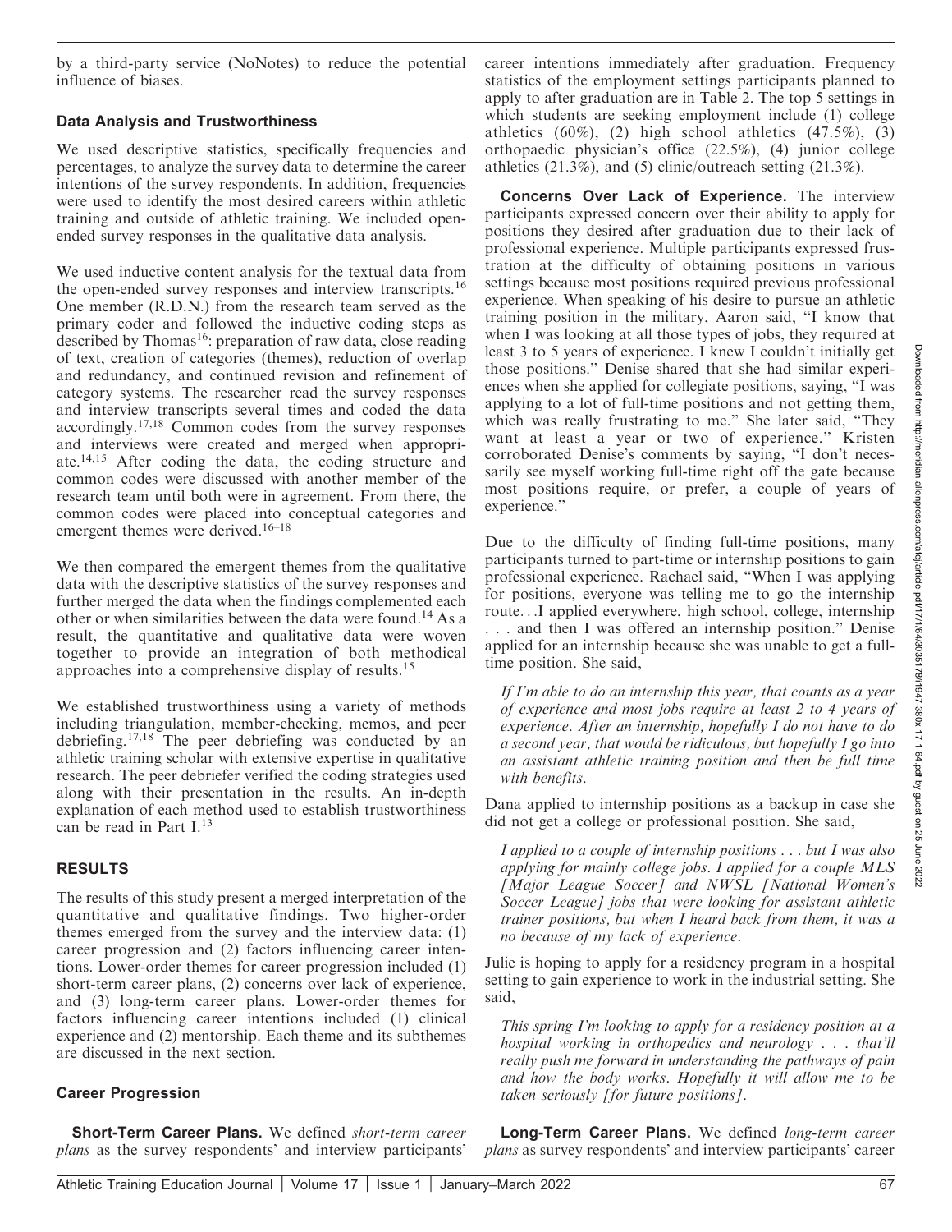by a third-party service (NoNotes) to reduce the potential influence of biases.

### Data Analysis and Trustworthiness

We used descriptive statistics, specifically frequencies and percentages, to analyze the survey data to determine the career intentions of the survey respondents. In addition, frequencies were used to identify the most desired careers within athletic training and outside of athletic training. We included open-ended survey responses in the qualitative data analysis.

We used inductive content analysis for the textual data from the open-ended survey responses and interview transcripts.[16] One member (R.D.N.) from the research team served as the primary coder and followed the inductive coding steps as described by Thomas[16]: preparation of raw data, close reading of text, creation of categories (themes), reduction of overlap and redundancy, and continued revision and refinement of category systems. The researcher read the survey responses and interview transcripts several times and coded the data accordingly.[17,18] Common codes from the survey responses and interviews were created and merged when appropriate.[14,15] After coding the data, the coding structure and common codes were discussed with another member of the research team until both were in agreement. From there, the common codes were placed into conceptual categories and emergent themes were derived.[16–18]

We then compared the emergent themes from the qualitative data with the descriptive statistics of the survey responses and further merged the data when the findings complemented each other or when similarities between the data were found.[14] As a result, the quantitative and qualitative data were woven together to provide an integration of both methodical approaches into a comprehensive display of results.[15]

We established trustworthiness using a variety of methods including triangulation, member-checking, memos, and peer debriefing.[17,18] The peer debriefing was conducted by an athletic training scholar with extensive expertise in qualitative research. The peer debriefer verified the coding strategies used along with their presentation in the results. An in-depth explanation of each method used to establish trustworthiness can be read in Part I.[13]

## RESULTS

The results of this study present a merged interpretation of the quantitative and qualitative findings. Two higher-order themes emerged from the survey and the interview data: (1) career progression and (2) factors influencing career intentions. Lower-order themes for career progression included (1) short-term career plans, (2) concerns over lack of experience, and (3) long-term career plans. Lower-order themes for factors influencing career intentions included (1) clinical experience and (2) mentorship. Each theme and its subthemes are discussed in the next section.

### Career Progression

**Short-Term Career Plans.** We defined *short-term career plans* as the survey respondents' and interview participants' career intentions immediately after graduation. Frequency statistics of the employment settings participants planned to apply to after graduation are in Table 2. The top 5 settings in which students are seeking employment include (1) college athletics (60%), (2) high school athletics (47.5%), (3) orthopaedic physician's office (22.5%), (4) junior college athletics (21.3%), and (5) clinic/outreach setting (21.3%).

**Concerns Over Lack of Experience.** The interview participants expressed concern over their ability to apply for positions they desired after graduation due to their lack of professional experience. Multiple participants expressed frustration at the difficulty of obtaining positions in various settings because most positions required previous professional experience. When speaking of his desire to pursue an athletic training position in the military, Aaron said, "I know that when I was looking at all those types of jobs, they required at least 3 to 5 years of experience. I knew I couldn't initially get those positions." Denise shared that she had similar experiences when she applied for collegiate positions, saying, "I was applying to a lot of full-time positions and not getting them, which was really frustrating to me." She later said, "They want at least a year or two of experience." Kristen corroborated Denise's comments by saying, "I don't necessarily see myself working full-time right off the gate because most positions require, or prefer, a couple of years of experience."

Due to the difficulty of finding full-time positions, many participants turned to part-time or internship positions to gain professional experience. Rachael said, "When I was applying for positions, everyone was telling me to go the internship route...I applied everywhere, high school, college, internship . . . and then I was offered an internship position." Denise applied for an internship because she was unable to get a full-time position. She said,

> *If I'm able to do an internship this year, that counts as a year of experience and most jobs require at least 2 to 4 years of experience. After an internship, hopefully I do not have to do a second year, that would be ridiculous, but hopefully I go into an assistant athletic training position and then be full time with benefits.*

Dana applied to internship positions as a backup in case she did not get a college or professional position. She said,

> *I applied to a couple of internship positions . . . but I was also applying for mainly college jobs. I applied for a couple MLS [Major League Soccer] and NWSL [National Women's Soccer League] jobs that were looking for assistant athletic trainer positions, but when I heard back from them, it was a no because of my lack of experience.*

Julie is hoping to apply for a residency program in a hospital setting to gain experience to work in the industrial setting. She said,

> *This spring I'm looking to apply for a residency position at a hospital working in orthopedics and neurology . . . that'll really push me forward in understanding the pathways of pain and how the body works. Hopefully it will allow me to be taken seriously [for future positions].*

**Long-Term Career Plans.** We defined *long-term career plans* as survey respondents' and interview participants' career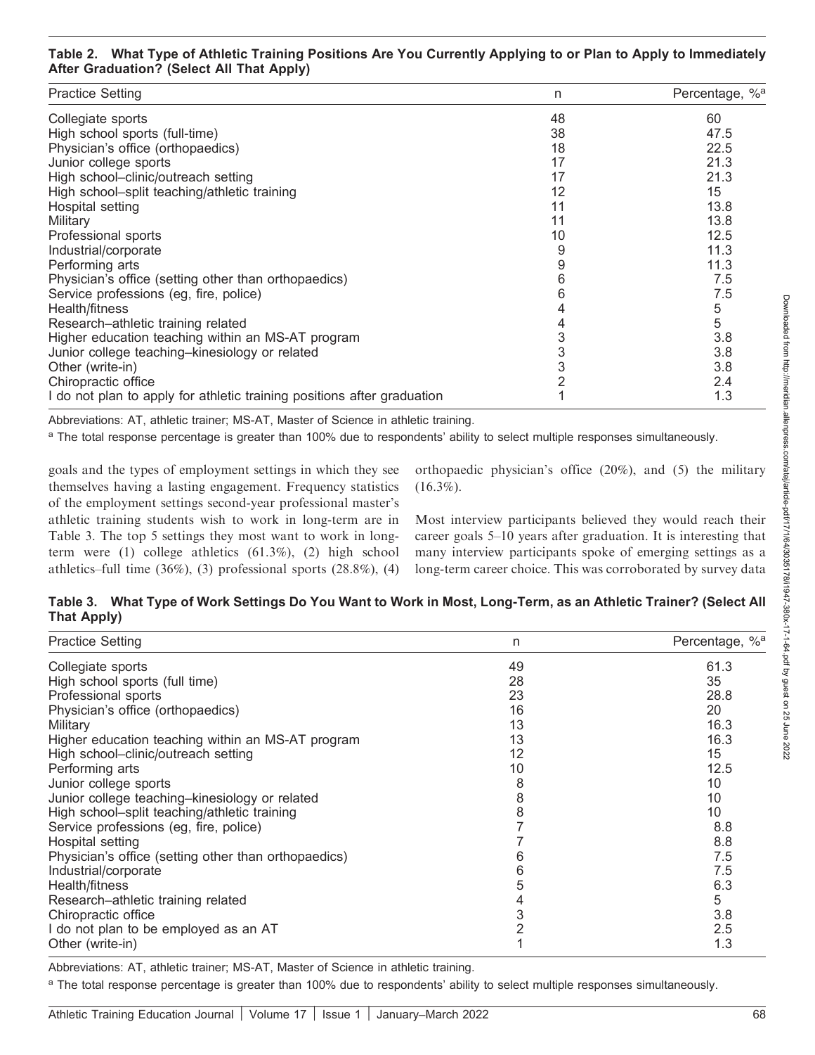**Table 2. What Type of Athletic Training Positions Are You Currently Applying to or Plan to Apply to Immediately After Graduation? (Select All That Apply)**

| Practice Setting | n | Percentage, %[a] |
|---|---|---|
| Collegiate sports | 48 | 60 |
| High school sports (full-time) | 38 | 47.5 |
| Physician's office (orthopaedics) | 18 | 22.5 |
| Junior college sports | 17 | 21.3 |
| High school–clinic/outreach setting | 17 | 21.3 |
| High school–split teaching/athletic training | 12 | 15 |
| Hospital setting | 11 | 13.8 |
| Military | 11 | 13.8 |
| Professional sports | 10 | 12.5 |
| Industrial/corporate | 9 | 11.3 |
| Performing arts | 9 | 11.3 |
| Physician's office (setting other than orthopaedics) | 6 | 7.5 |
| Service professions (eg, fire, police) | 6 | 7.5 |
| Health/fitness | 4 | 5 |
| Research–athletic training related | 4 | 5 |
| Higher education teaching within an MS-AT program | 3 | 3.8 |
| Junior college teaching–kinesiology or related | 3 | 3.8 |
| Other (write-in) | 3 | 3.8 |
| Chiropractic office | 2 | 2.4 |
| I do not plan to apply for athletic training positions after graduation | 1 | 1.3 |

Abbreviations: AT, athletic trainer; MS-AT, Master of Science in athletic training.

[a] The total response percentage is greater than 100% due to respondents' ability to select multiple responses simultaneously.

goals and the types of employment settings in which they see themselves having a lasting engagement. Frequency statistics of the employment settings second-year professional master's athletic training students wish to work in long-term are in Table 3. The top 5 settings they most want to work in long-term were (1) college athletics (61.3%), (2) high school athletics–full time (36%), (3) professional sports (28.8%), (4) orthopaedic physician's office (20%), and (5) the military (16.3%).

Most interview participants believed they would reach their career goals 5–10 years after graduation. It is interesting that many interview participants spoke of emerging settings as a long-term career choice. This was corroborated by survey data

**Table 3. What Type of Work Settings Do You Want to Work in Most, Long-Term, as an Athletic Trainer? (Select All That Apply)**

| Practice Setting | n | Percentage, %[a] |
|---|---|---|
| Collegiate sports | 49 | 61.3 |
| High school sports (full time) | 28 | 35 |
| Professional sports | 23 | 28.8 |
| Physician's office (orthopaedics) | 16 | 20 |
| Military | 13 | 16.3 |
| Higher education teaching within an MS-AT program | 13 | 16.3 |
| High school–clinic/outreach setting | 12 | 15 |
| Performing arts | 10 | 12.5 |
| Junior college sports | 8 | 10 |
| Junior college teaching–kinesiology or related | 8 | 10 |
| High school–split teaching/athletic training | 8 | 10 |
| Service professions (eg, fire, police) | 7 | 8.8 |
| Hospital setting | 7 | 8.8 |
| Physician's office (setting other than orthopaedics) | 6 | 7.5 |
| Industrial/corporate | 6 | 7.5 |
| Health/fitness | 5 | 6.3 |
| Research–athletic training related | 4 | 5 |
| Chiropractic office | 3 | 3.8 |
| I do not plan to be employed as an AT | 2 | 2.5 |
| Other (write-in) | 1 | 1.3 |

Abbreviations: AT, athletic trainer; MS-AT, Master of Science in athletic training.

[a] The total response percentage is greater than 100% due to respondents' ability to select multiple responses simultaneously.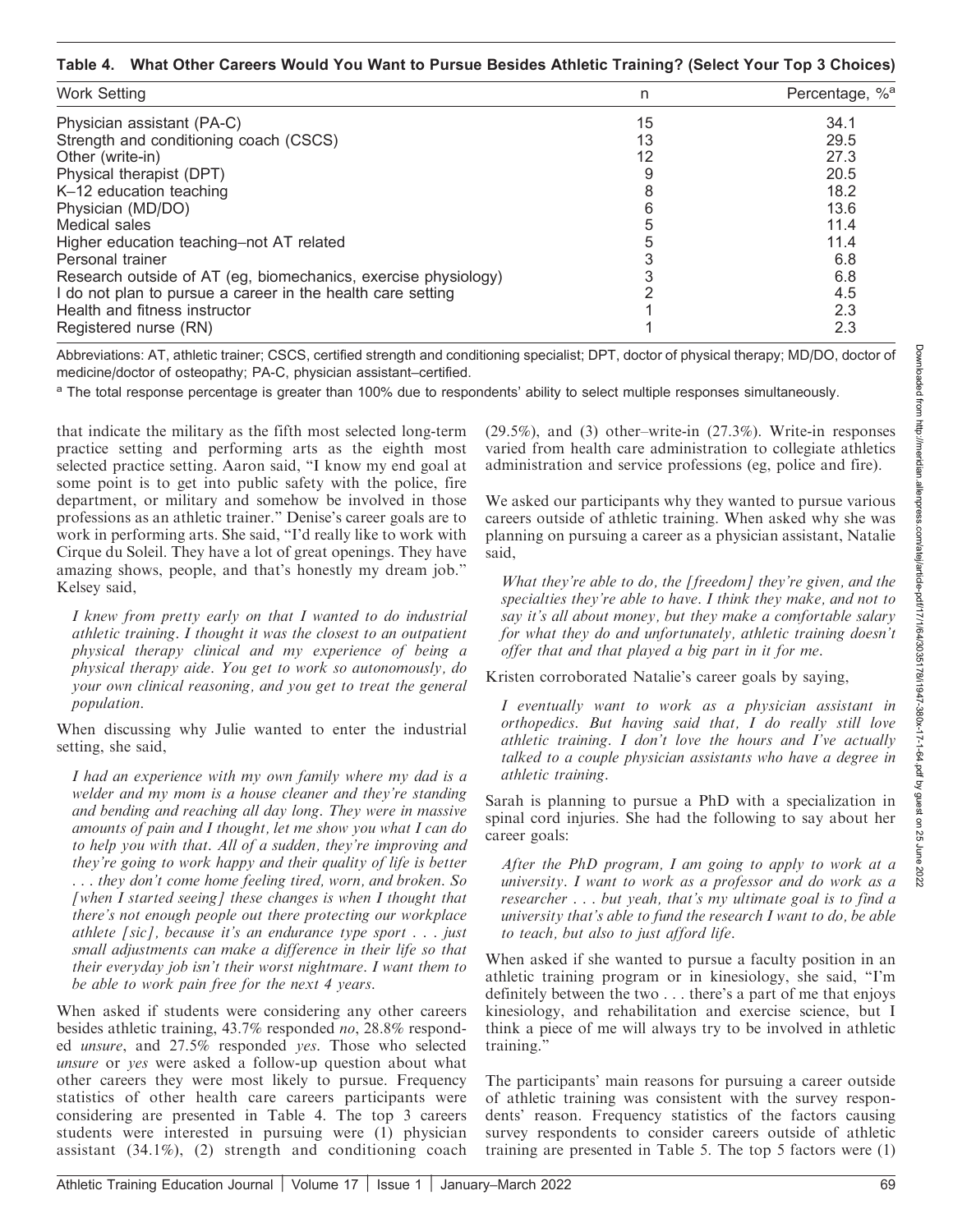**Table 4. What Other Careers Would You Want to Pursue Besides Athletic Training? (Select Your Top 3 Choices)**

| Work Setting | n | Percentage, %[a] |
|---|---|---|
| Physician assistant (PA-C) | 15 | 34.1 |
| Strength and conditioning coach (CSCS) | 13 | 29.5 |
| Other (write-in) | 12 | 27.3 |
| Physical therapist (DPT) | 9 | 20.5 |
| K–12 education teaching | 8 | 18.2 |
| Physician (MD/DO) | 6 | 13.6 |
| Medical sales | 5 | 11.4 |
| Higher education teaching–not AT related | 5 | 11.4 |
| Personal trainer | 3 | 6.8 |
| Research outside of AT (eg, biomechanics, exercise physiology) | 3 | 6.8 |
| I do not plan to pursue a career in the health care setting | 2 | 4.5 |
| Health and fitness instructor | 1 | 2.3 |
| Registered nurse (RN) | 1 | 2.3 |

Abbreviations: AT, athletic trainer; CSCS, certified strength and conditioning specialist; DPT, doctor of physical therapy; MD/DO, doctor of medicine/doctor of osteopathy; PA-C, physician assistant–certified.

[a] The total response percentage is greater than 100% due to respondents' ability to select multiple responses simultaneously.

that indicate the military as the fifth most selected long-term practice setting and performing arts as the eighth most selected practice setting. Aaron said, "I know my end goal at some point is to get into public safety with the police, fire department, or military and somehow be involved in those professions as an athletic trainer." Denise's career goals are to work in performing arts. She said, "I'd really like to work with Cirque du Soleil. They have a lot of great openings. They have amazing shows, people, and that's honestly my dream job." Kelsey said,

> *I knew from pretty early on that I wanted to do industrial athletic training. I thought it was the closest to an outpatient physical therapy clinical and my experience of being a physical therapy aide. You get to work so autonomously, do your own clinical reasoning, and you get to treat the general population.*

When discussing why Julie wanted to enter the industrial setting, she said,

> *I had an experience with my own family where my dad is a welder and my mom is a house cleaner and they're standing and bending and reaching all day long. They were in massive amounts of pain and I thought, let me show you what I can do to help you with that. All of a sudden, they're improving and they're going to work happy and their quality of life is better . . . they don't come home feeling tired, worn, and broken. So [when I started seeing] these changes is when I thought that there's not enough people out there protecting our workplace athlete [sic], because it's an endurance type sport . . . just small adjustments can make a difference in their life so that their everyday job isn't their worst nightmare. I want them to be able to work pain free for the next 4 years.*

When asked if students were considering any other careers besides athletic training, 43.7% responded *no*, 28.8% responded *unsure*, and 27.5% responded *yes*. Those who selected *unsure* or *yes* were asked a follow-up question about what other careers they were most likely to pursue. Frequency statistics of other health care careers participants were considering are presented in Table 4. The top 3 careers students were interested in pursuing were (1) physician assistant (34.1%), (2) strength and conditioning coach (29.5%), and (3) other–write-in (27.3%). Write-in responses varied from health care administration to collegiate athletics administration and service professions (eg, police and fire).

We asked our participants why they wanted to pursue various careers outside of athletic training. When asked why she was planning on pursuing a career as a physician assistant, Natalie said,

> *What they're able to do, the [freedom] they're given, and the specialties they're able to have. I think they make, and not to say it's all about money, but they make a comfortable salary for what they do and unfortunately, athletic training doesn't offer that and that played a big part in it for me.*

Kristen corroborated Natalie's career goals by saying,

> *I eventually want to work as a physician assistant in orthopedics. But having said that, I do really still love athletic training. I don't love the hours and I've actually talked to a couple physician assistants who have a degree in athletic training.*

Sarah is planning to pursue a PhD with a specialization in spinal cord injuries. She had the following to say about her career goals:

> *After the PhD program, I am going to apply to work at a university. I want to work as a professor and do work as a researcher . . . but yeah, that's my ultimate goal is to find a university that's able to fund the research I want to do, be able to teach, but also to just afford life.*

When asked if she wanted to pursue a faculty position in an athletic training program or in kinesiology, she said, "I'm definitely between the two . . . there's a part of me that enjoys kinesiology, and rehabilitation and exercise science, but I think a piece of me will always try to be involved in athletic training."

The participants' main reasons for pursuing a career outside of athletic training was consistent with the survey respondents' reason. Frequency statistics of the factors causing survey respondents to consider careers outside of athletic training are presented in Table 5. The top 5 factors were (1)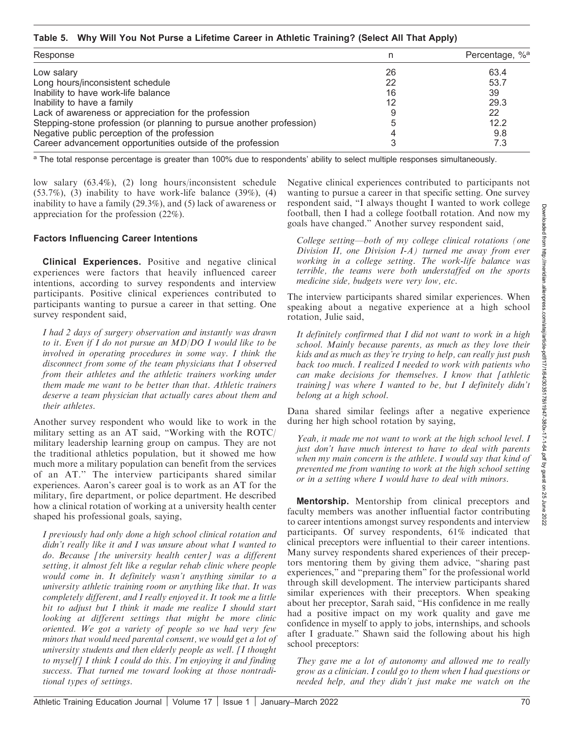**Table 5. Why Will You Not Purse a Lifetime Career in Athletic Training? (Select All That Apply)**

| Response | n | Percentage, %[a] |
|---|---|---|
| Low salary | 26 | 63.4 |
| Long hours/inconsistent schedule | 22 | 53.7 |
| Inability to have work-life balance | 16 | 39 |
| Inability to have a family | 12 | 29.3 |
| Lack of awareness or appreciation for the profession | 9 | 22 |
| Stepping-stone profession (or planning to pursue another profession) | 5 | 12.2 |
| Negative public perception of the profession | 4 | 9.8 |
| Career advancement opportunities outside of the profession | 3 | 7.3 |

[a] The total response percentage is greater than 100% due to respondents' ability to select multiple responses simultaneously.

low salary (63.4%), (2) long hours/inconsistent schedule (53.7%), (3) inability to have work-life balance (39%), (4) inability to have a family (29.3%), and (5) lack of awareness or appreciation for the profession (22%).

### Factors Influencing Career Intentions

**Clinical Experiences.** Positive and negative clinical experiences were factors that heavily influenced career intentions, according to survey respondents and interview participants. Positive clinical experiences contributed to participants wanting to pursue a career in that setting. One survey respondent said,

> *I had 2 days of surgery observation and instantly was drawn to it. Even if I do not pursue an MD/DO I would like to be involved in operating procedures in some way. I think the disconnect from some of the team physicians that I observed from their athletes and the athletic trainers working under them made me want to be better than that. Athletic trainers deserve a team physician that actually cares about them and their athletes.*

Another survey respondent who would like to work in the military setting as an AT said, "Working with the ROTC/military leadership learning group on campus. They are not the traditional athletics population, but it showed me how much more a military population can benefit from the services of an AT." The interview participants shared similar experiences. Aaron's career goal is to work as an AT for the military, fire department, or police department. He described how a clinical rotation of working at a university health center shaped his professional goals, saying,

> *I previously had only done a high school clinical rotation and didn't really like it and I was unsure about what I wanted to do. Because [the university health center] was a different setting, it almost felt like a regular rehab clinic where people would come in. It definitely wasn't anything similar to a university athletic training room or anything like that. It was completely different, and I really enjoyed it. It took me a little bit to adjust but I think it made me realize I should start looking at different settings that might be more clinic oriented. We got a variety of people so we had very few minors that would need parental consent, we would get a lot of university students and then elderly people as well. [I thought to myself] I think I could do this. I'm enjoying it and finding success. That turned me toward looking at those nontraditional types of settings.*

Negative clinical experiences contributed to participants not wanting to pursue a career in that specific setting. One survey respondent said, "I always thought I wanted to work college football, then I had a college football rotation. And now my goals have changed." Another survey respondent said,

> *College setting—both of my college clinical rotations (one Division II, one Division I-A) turned me away from ever working in a college setting. The work-life balance was terrible, the teams were both understaffed on the sports medicine side, budgets were very low, etc.*

The interview participants shared similar experiences. When speaking about a negative experience at a high school rotation, Julie said,

> *It definitely confirmed that I did not want to work in a high school. Mainly because parents, as much as they love their kids and as much as they're trying to help, can really just push back too much. I realized I needed to work with patients who can make decisions for themselves. I know that [athletic training] was where I wanted to be, but I definitely didn't belong at a high school.*

Dana shared similar feelings after a negative experience during her high school rotation by saying,

> *Yeah, it made me not want to work at the high school level. I just don't have much interest to have to deal with parents when my main concern is the athlete. I would say that kind of prevented me from wanting to work at the high school setting or in a setting where I would have to deal with minors.*

**Mentorship.** Mentorship from clinical preceptors and faculty members was another influential factor contributing to career intentions amongst survey respondents and interview participants. Of survey respondents, 61% indicated that clinical preceptors were influential to their career intentions. Many survey respondents shared experiences of their preceptors mentoring them by giving them advice, "sharing past experiences," and "preparing them" for the professional world through skill development. The interview participants shared similar experiences with their preceptors. When speaking about her preceptor, Sarah said, "His confidence in me really had a positive impact on my work quality and gave me confidence in myself to apply to jobs, internships, and schools after I graduate." Shawn said the following about his high school preceptors:

> *They gave me a lot of autonomy and allowed me to really grow as a clinician. I could go to them when I had questions or needed help, and they didn't just make me watch on the*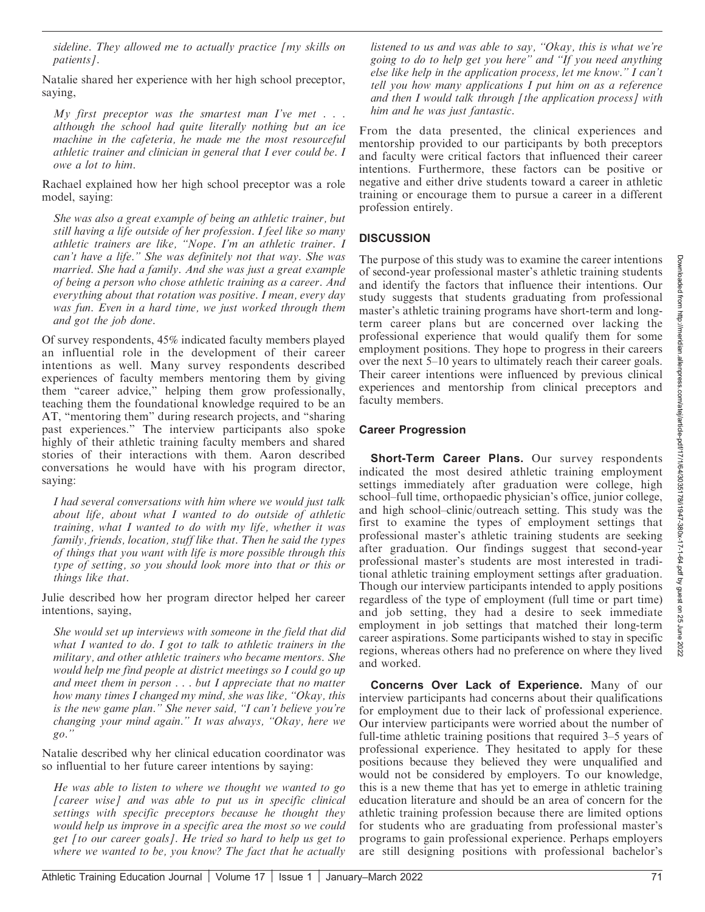*sideline. They allowed me to actually practice [my skills on patients].*

Natalie shared her experience with her high school preceptor, saying,

> *My first preceptor was the smartest man I've met . . . although the school had quite literally nothing but an ice machine in the cafeteria, he made me the most resourceful athletic trainer and clinician in general that I ever could be. I owe a lot to him.*

Rachael explained how her high school preceptor was a role model, saying:

> *She was also a great example of being an athletic trainer, but still having a life outside of her profession. I feel like so many athletic trainers are like, "Nope. I'm an athletic trainer. I can't have a life." She was definitely not that way. She was married. She had a family. And she was just a great example of being a person who chose athletic training as a career. And everything about that rotation was positive. I mean, every day was fun. Even in a hard time, we just worked through them and got the job done.*

Of survey respondents, 45% indicated faculty members played an influential role in the development of their career intentions as well. Many survey respondents described experiences of faculty members mentoring them by giving them "career advice," helping them grow professionally, teaching them the foundational knowledge required to be an AT, "mentoring them" during research projects, and "sharing past experiences." The interview participants also spoke highly of their athletic training faculty members and shared stories of their interactions with them. Aaron described conversations he would have with his program director, saying:

> *I had several conversations with him where we would just talk about life, about what I wanted to do outside of athletic training, what I wanted to do with my life, whether it was family, friends, location, stuff like that. Then he said the types of things that you want with life is more possible through this type of setting, so you should look more into that or this or things like that.*

Julie described how her program director helped her career intentions, saying,

> *She would set up interviews with someone in the field that did what I wanted to do. I got to talk to athletic trainers in the military, and other athletic trainers who became mentors. She would help me find people at district meetings so I could go up and meet them in person . . . but I appreciate that no matter how many times I changed my mind, she was like, "Okay, this is the new game plan." She never said, "I can't believe you're changing your mind again." It was always, "Okay, here we go."*

Natalie described why her clinical education coordinator was so influential to her future career intentions by saying:

> *He was able to listen to where we thought we wanted to go [career wise] and was able to put us in specific clinical settings with specific preceptors because he thought they would help us improve in a specific area the most so we could get [to our career goals]. He tried so hard to help us get to where we wanted to be, you know? The fact that he actually listened to us and was able to say, "Okay, this is what we're going to do to help get you here" and "If you need anything else like help in the application process, let me know." I can't tell you how many applications I put him on as a reference and then I would talk through [the application process] with him and he was just fantastic.*

From the data presented, the clinical experiences and mentorship provided to our participants by both preceptors and faculty were critical factors that influenced their career intentions. Furthermore, these factors can be positive or negative and either drive students toward a career in athletic training or encourage them to pursue a career in a different profession entirely.

## DISCUSSION

The purpose of this study was to examine the career intentions of second-year professional master's athletic training students and identify the factors that influence their intentions. Our study suggests that students graduating from professional master's athletic training programs have short-term and long-term career plans but are concerned over lacking the professional experience that would qualify them for some employment positions. They hope to progress in their careers over the next 5–10 years to ultimately reach their career goals. Their career intentions were influenced by previous clinical experiences and mentorship from clinical preceptors and faculty members.

### Career Progression

**Short-Term Career Plans.** Our survey respondents indicated the most desired athletic training employment settings immediately after graduation were college, high school–full time, orthopaedic physician's office, junior college, and high school–clinic/outreach setting. This study was the first to examine the types of employment settings that professional master's athletic training students are seeking after graduation. Our findings suggest that second-year professional master's students are most interested in traditional athletic training employment settings after graduation. Though our interview participants intended to apply positions regardless of the type of employment (full time or part time) and job setting, they had a desire to seek immediate employment in job settings that matched their long-term career aspirations. Some participants wished to stay in specific regions, whereas others had no preference on where they lived and worked.

**Concerns Over Lack of Experience.** Many of our interview participants had concerns about their qualifications for employment due to their lack of professional experience. Our interview participants were worried about the number of full-time athletic training positions that required 3–5 years of professional experience. They hesitated to apply for these positions because they believed they were unqualified and would not be considered by employers. To our knowledge, this is a new theme that has yet to emerge in athletic training education literature and should be an area of concern for the athletic training profession because there are limited options for students who are graduating from professional master's programs to gain professional experience. Perhaps employers are still designing positions with professional bachelor's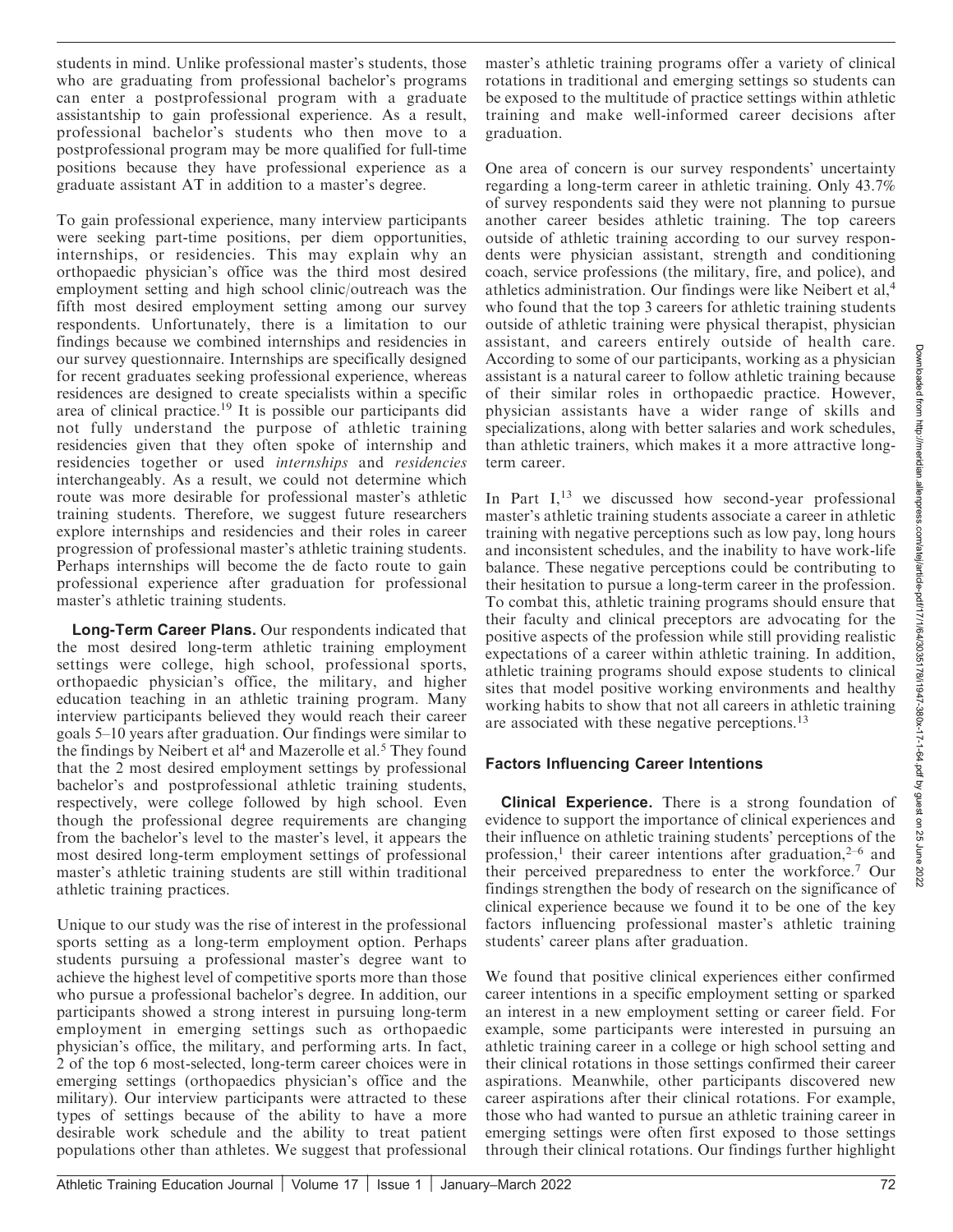students in mind. Unlike professional master's students, those who are graduating from professional bachelor's programs can enter a postprofessional program with a graduate assistantship to gain professional experience. As a result, professional bachelor's students who then move to a postprofessional program may be more qualified for full-time positions because they have professional experience as a graduate assistant AT in addition to a master's degree.

To gain professional experience, many interview participants were seeking part-time positions, per diem opportunities, internships, or residencies. This may explain why an orthopaedic physician's office was the third most desired employment setting and high school clinic/outreach was the fifth most desired employment setting among our survey respondents. Unfortunately, there is a limitation to our findings because we combined internships and residencies in our survey questionnaire. Internships are specifically designed for recent graduates seeking professional experience, whereas residences are designed to create specialists within a specific area of clinical practice.[19] It is possible our participants did not fully understand the purpose of athletic training residencies given that they often spoke of internship and residencies together or used *internships* and *residencies* interchangeably. As a result, we could not determine which route was more desirable for professional master's athletic training students. Therefore, we suggest future researchers explore internships and residencies and their roles in career progression of professional master's athletic training students. Perhaps internships will become the de facto route to gain professional experience after graduation for professional master's athletic training students.

**Long-Term Career Plans.** Our respondents indicated that the most desired long-term athletic training employment settings were college, high school, professional sports, orthopaedic physician's office, the military, and higher education teaching in an athletic training program. Many interview participants believed they would reach their career goals 5–10 years after graduation. Our findings were similar to the findings by Neibert et al[4] and Mazerolle et al.[5] They found that the 2 most desired employment settings by professional bachelor's and postprofessional athletic training students, respectively, were college followed by high school. Even though the professional degree requirements are changing from the bachelor's level to the master's level, it appears the most desired long-term employment settings of professional master's athletic training students are still within traditional athletic training practices.

Unique to our study was the rise of interest in the professional sports setting as a long-term employment option. Perhaps students pursuing a professional master's degree want to achieve the highest level of competitive sports more than those who pursue a professional bachelor's degree. In addition, our participants showed a strong interest in pursuing long-term employment in emerging settings such as orthopaedic physician's office, the military, and performing arts. In fact, 2 of the top 6 most-selected, long-term career choices were in emerging settings (orthopaedics physician's office and the military). Our interview participants were attracted to these types of settings because of the ability to have a more desirable work schedule and the ability to treat patient populations other than athletes. We suggest that professional master's athletic training programs offer a variety of clinical rotations in traditional and emerging settings so students can be exposed to the multitude of practice settings within athletic training and make well-informed career decisions after graduation.

One area of concern is our survey respondents' uncertainty regarding a long-term career in athletic training. Only 43.7% of survey respondents said they were not planning to pursue another career besides athletic training. The top careers outside of athletic training according to our survey respondents were physician assistant, strength and conditioning coach, service professions (the military, fire, and police), and athletics administration. Our findings were like Neibert et al,[4] who found that the top 3 careers for athletic training students outside of athletic training were physical therapist, physician assistant, and careers entirely outside of health care. According to some of our participants, working as a physician assistant is a natural career to follow athletic training because of their similar roles in orthopaedic practice. However, physician assistants have a wider range of skills and specializations, along with better salaries and work schedules, than athletic trainers, which makes it a more attractive long-term career.

In Part I,[13] we discussed how second-year professional master's athletic training students associate a career in athletic training with negative perceptions such as low pay, long hours and inconsistent schedules, and the inability to have work-life balance. These negative perceptions could be contributing to their hesitation to pursue a long-term career in the profession. To combat this, athletic training programs should ensure that their faculty and clinical preceptors are advocating for the positive aspects of the profession while still providing realistic expectations of a career within athletic training. In addition, athletic training programs should expose students to clinical sites that model positive working environments and healthy working habits to show that not all careers in athletic training are associated with these negative perceptions.[13]

### Factors Influencing Career Intentions

**Clinical Experience.** There is a strong foundation of evidence to support the importance of clinical experiences and their influence on athletic training students' perceptions of the profession,[1] their career intentions after graduation,[2–6] and their perceived preparedness to enter the workforce.[7] Our findings strengthen the body of research on the significance of clinical experience because we found it to be one of the key factors influencing professional master's athletic training students' career plans after graduation.

We found that positive clinical experiences either confirmed career intentions in a specific employment setting or sparked an interest in a new employment setting or career field. For example, some participants were interested in pursuing an athletic training career in a college or high school setting and their clinical rotations in those settings confirmed their career aspirations. Meanwhile, other participants discovered new career aspirations after their clinical rotations. For example, those who had wanted to pursue an athletic training career in emerging settings were often first exposed to those settings through their clinical rotations. Our findings further highlight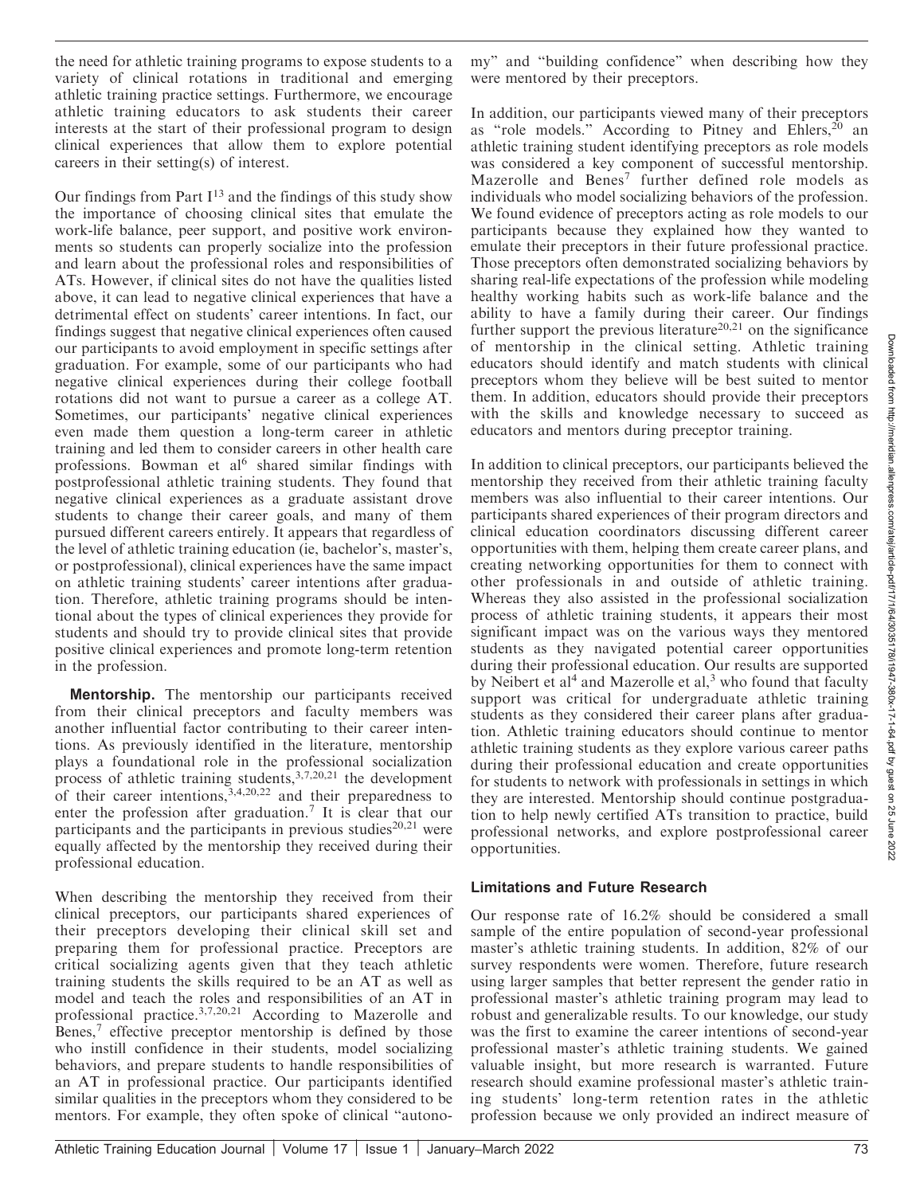the need for athletic training programs to expose students to a variety of clinical rotations in traditional and emerging athletic training practice settings. Furthermore, we encourage athletic training educators to ask students their career interests at the start of their professional program to design clinical experiences that allow them to explore potential careers in their setting(s) of interest.

Our findings from Part I[13] and the findings of this study show the importance of choosing clinical sites that emulate the work-life balance, peer support, and positive work environments so students can properly socialize into the profession and learn about the professional roles and responsibilities of ATs. However, if clinical sites do not have the qualities listed above, it can lead to negative clinical experiences that have a detrimental effect on students' career intentions. In fact, our findings suggest that negative clinical experiences often caused our participants to avoid employment in specific settings after graduation. For example, some of our participants who had negative clinical experiences during their college football rotations did not want to pursue a career as a college AT. Sometimes, our participants' negative clinical experiences even made them question a long-term career in athletic training and led them to consider careers in other health care professions. Bowman et al[6] shared similar findings with postprofessional athletic training students. They found that negative clinical experiences as a graduate assistant drove students to change their career goals, and many of them pursued different careers entirely. It appears that regardless of the level of athletic training education (ie, bachelor's, master's, or postprofessional), clinical experiences have the same impact on athletic training students' career intentions after graduation. Therefore, athletic training programs should be intentional about the types of clinical experiences they provide for students and should try to provide clinical sites that provide positive clinical experiences and promote long-term retention in the profession.

**Mentorship.** The mentorship our participants received from their clinical preceptors and faculty members was another influential factor contributing to their career intentions. As previously identified in the literature, mentorship plays a foundational role in the professional socialization process of athletic training students,[3,7,20,21] the development of their career intentions,[3,4,20,22] and their preparedness to enter the profession after graduation.[7] It is clear that our participants and the participants in previous studies[20,21] were equally affected by the mentorship they received during their professional education.

When describing the mentorship they received from their clinical preceptors, our participants shared experiences of their preceptors developing their clinical skill set and preparing them for professional practice. Preceptors are critical socializing agents given that they teach athletic training students the skills required to be an AT as well as model and teach the roles and responsibilities of an AT in professional practice.[3,7,20,21] According to Mazerolle and Benes,[7] effective preceptor mentorship is defined by those who instill confidence in their students, model socializing behaviors, and prepare students to handle responsibilities of an AT in professional practice. Our participants identified similar qualities in the preceptors whom they considered to be mentors. For example, they often spoke of clinical "autonomy" and "building confidence" when describing how they were mentored by their preceptors.

In addition, our participants viewed many of their preceptors as "role models." According to Pitney and Ehlers,[20] an athletic training student identifying preceptors as role models was considered a key component of successful mentorship. Mazerolle and Benes[7] further defined role models as individuals who model socializing behaviors of the profession. We found evidence of preceptors acting as role models to our participants because they explained how they wanted to emulate their preceptors in their future professional practice. Those preceptors often demonstrated socializing behaviors by sharing real-life expectations of the profession while modeling healthy working habits such as work-life balance and the ability to have a family during their career. Our findings further support the previous literature[20,21] on the significance of mentorship in the clinical setting. Athletic training educators should identify and match students with clinical preceptors whom they believe will be best suited to mentor them. In addition, educators should provide their preceptors with the skills and knowledge necessary to succeed as educators and mentors during preceptor training.

In addition to clinical preceptors, our participants believed the mentorship they received from their athletic training faculty members was also influential to their career intentions. Our participants shared experiences of their program directors and clinical education coordinators discussing different career opportunities with them, helping them create career plans, and creating networking opportunities for them to connect with other professionals in and outside of athletic training. Whereas they also assisted in the professional socialization process of athletic training students, it appears their most significant impact was on the various ways they mentored students as they navigated potential career opportunities during their professional education. Our results are supported by Neibert et al[4] and Mazerolle et al,[3] who found that faculty support was critical for undergraduate athletic training students as they considered their career plans after graduation. Athletic training educators should continue to mentor athletic training students as they explore various career paths during their professional education and create opportunities for students to network with professionals in settings in which they are interested. Mentorship should continue postgraduation to help newly certified ATs transition to practice, build professional networks, and explore postprofessional career opportunities.

### Limitations and Future Research

Our response rate of 16.2% should be considered a small sample of the entire population of second-year professional master's athletic training students. In addition, 82% of our survey respondents were women. Therefore, future research using larger samples that better represent the gender ratio in professional master's athletic training program may lead to robust and generalizable results. To our knowledge, our study was the first to examine the career intentions of second-year professional master's athletic training students. We gained valuable insight, but more research is warranted. Future research should examine professional master's athletic training students' long-term retention rates in the athletic profession because we only provided an indirect measure of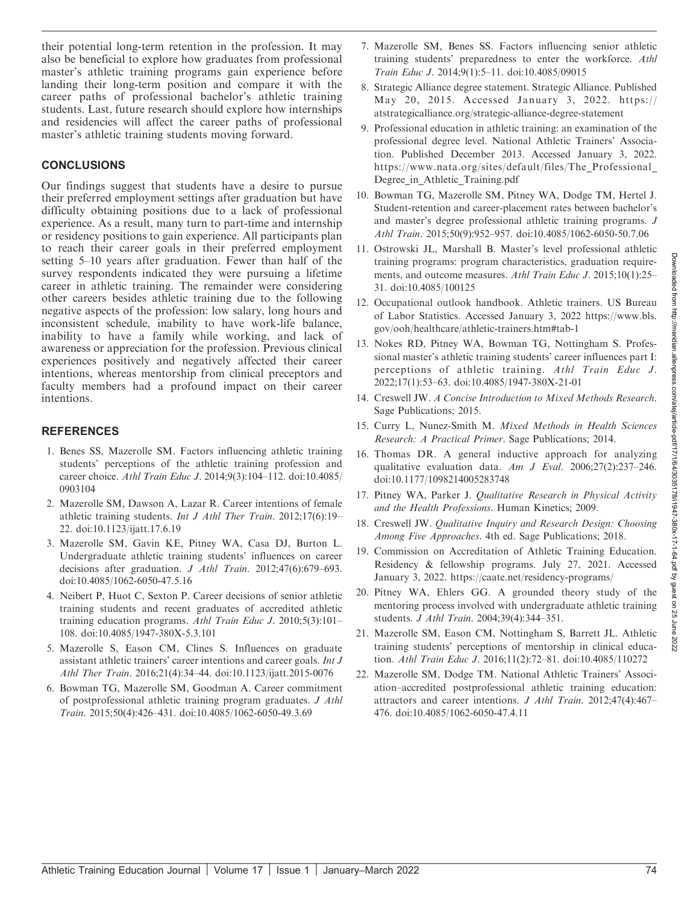their potential long-term retention in the profession. It may also be beneficial to explore how graduates from professional master's athletic training programs gain experience before landing their long-term position and compare it with the career paths of professional bachelor's athletic training students. Last, future research should explore how internships and residencies will affect the career paths of professional master's athletic training students moving forward.

## CONCLUSIONS

Our findings suggest that students have a desire to pursue their preferred employment settings after graduation but have difficulty obtaining positions due to a lack of professional experience. As a result, many turn to part-time and internship or residency positions to gain experience. All participants plan to reach their career goals in their preferred employment setting 5–10 years after graduation. Fewer than half of the survey respondents indicated they were pursuing a lifetime career in athletic training. The remainder were considering other careers besides athletic training due to the following negative aspects of the profession: low salary, long hours and inconsistent schedule, inability to have work-life balance, inability to have a family while working, and lack of awareness or appreciation for the profession. Previous clinical experiences positively and negatively affected their career intentions, whereas mentorship from clinical preceptors and faculty members had a profound impact on their career intentions.

## REFERENCES

1. Benes SS, Mazerolle SM. Factors influencing athletic training students' perceptions of the athletic training profession and career choice. *Athl Train Educ J*. 2014;9(3):104–112. doi:10.4085/0903104
2. Mazerolle SM, Dawson A, Lazar R. Career intentions of female athletic training students. *Int J Athl Ther Train*. 2012;17(6):19–22. doi:10.1123/ijatt.17.6.19
3. Mazerolle SM, Gavin KE, Pitney WA, Casa DJ, Burton L. Undergraduate athletic training students' influences on career decisions after graduation. *J Athl Train*. 2012;47(6):679–693. doi:10.4085/1062-6050-47.5.16
4. Neibert P, Huot C, Sexton P. Career decisions of senior athletic training students and recent graduates of accredited athletic training education programs. *Athl Train Educ J*. 2010;5(3):101–108. doi:10.4085/1947-380X-5.3.101
5. Mazerolle S, Eason CM, Clines S. Influences on graduate assistant athletic trainers' career intentions and career goals. *Int J Athl Ther Train*. 2016;21(4):34–44. doi:10.1123/ijatt.2015-0076
6. Bowman TG, Mazerolle SM, Goodman A. Career commitment of postprofessional athletic training program graduates. *J Athl Train*. 2015;50(4):426–431. doi:10.4085/1062-6050-49.3.69
7. Mazerolle SM, Benes SS. Factors influencing senior athletic training students' preparedness to enter the workforce. *Athl Train Educ J*. 2014;9(1):5–11. doi:10.4085/09015
8. Strategic Alliance degree statement. Strategic Alliance. Published May 20, 2015. Accessed January 3, 2022. https://atstrategicalliance.org/strategic-alliance-degree-statement
9. Professional education in athletic training: an examination of the professional degree level. National Athletic Trainers' Association. Published December 2013. Accessed January 3, 2022. https://www.nata.org/sites/default/files/The_Professional_Degree_in_Athletic_Training.pdf
10. Bowman TG, Mazerolle SM, Pitney WA, Dodge TM, Hertel J. Student-retention and career-placement rates between bachelor's and master's degree professional athletic training programs. *J Athl Train*. 2015;50(9):952–957. doi:10.4085/1062-6050-50.7.06
11. Ostrowski JL, Marshall B. Master's level professional athletic training programs: program characteristics, graduation requirements, and outcome measures. *Athl Train Educ J*. 2015;10(1):25–31. doi:10.4085/100125
12. Occupational outlook handbook. Athletic trainers. US Bureau of Labor Statistics. Accessed January 3, 2022 https://www.bls.gov/ooh/healthcare/athletic-trainers.htm#tab-1
13. Nokes RD, Pitney WA, Bowman TG, Nottingham S. Professional master's athletic training students' career influences part I: perceptions of athletic training. *Athl Train Educ J*. 2022;17(1):53–63. doi:10.4085/1947-380X-21-01
14. Creswell JW. *A Concise Introduction to Mixed Methods Research*. Sage Publications; 2015.
15. Curry L, Nunez-Smith M. *Mixed Methods in Health Sciences Research: A Practical Primer*. Sage Publications; 2014.
16. Thomas DR. A general inductive approach for analyzing qualitative evaluation data. *Am J Eval*. 2006;27(2):237–246. doi:10.1177/1098214005283748
17. Pitney WA, Parker J. *Qualitative Research in Physical Activity and the Health Professions*. Human Kinetics; 2009.
18. Creswell JW. *Qualitative Inquiry and Research Design: Choosing Among Five Approaches*. 4th ed. Sage Publications; 2018.
19. Commission on Accreditation of Athletic Training Education. Residency & fellowship programs. July 27, 2021. Accessed January 3, 2022. https://caate.net/residency-programs/
20. Pitney WA, Ehlers GG. A grounded theory study of the mentoring process involved with undergraduate athletic training students. *J Athl Train*. 2004;39(4):344–351.
21. Mazerolle SM, Eason CM, Nottingham S, Barrett JL. Athletic training students' perceptions of mentorship in clinical education. *Athl Train Educ J*. 2016;11(2):72–81. doi:10.4085/110272
22. Mazerolle SM, Dodge TM. National Athletic Trainers' Association–accredited postprofessional athletic training education: attractors and career intentions. *J Athl Train*. 2012;47(4):467–476. doi:10.4085/1062-6050-47.4.11